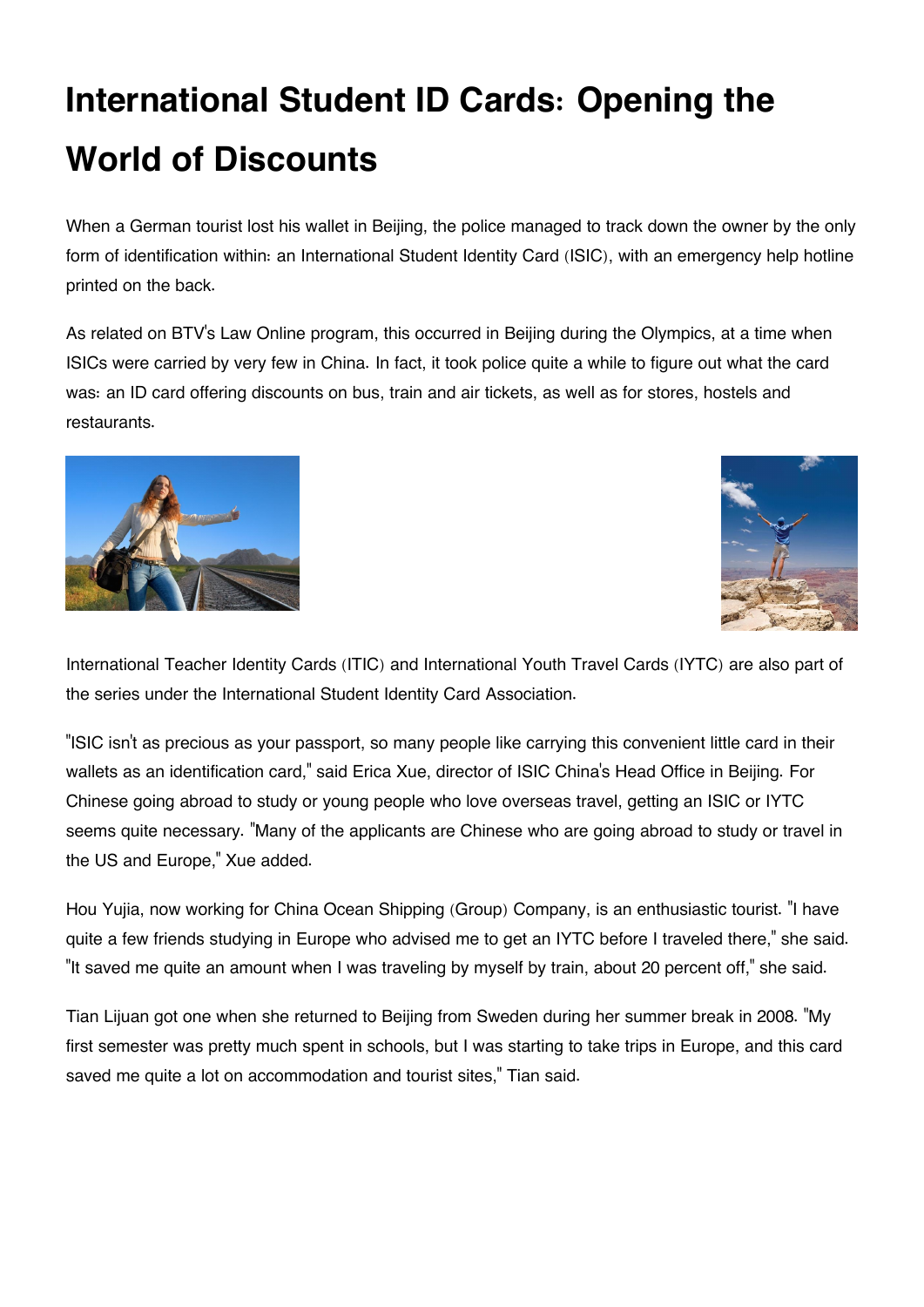# International Student ID Cards: Opening the World of Discounts

When a German tourist lost his wallet in Beijing, the police managed to track down the owner by the only form of identification within: an International Student Identity Card (ISIC), with an emergency help hotline printed on the back.

As related on BTV's Law Online program, this occurred in Beijing during the Olympics, at a time when ISICs were carried by very few in China. In fact, it took police quite a while to figure out what the card was: an ID card offering discounts on bus, train and air tickets, as well as for stores, hostels and restaurants.

International Teacher Identity Cards (ITIC) and International Youth Travel Cards (IYTC) are also part of the series under the International Student Identity Card Association.

"ISIC isn't as precious as your passport, so many people like carrying this convenient little card in their wallets as an identification card," said Erica Xue, director of ISIC China's Head Office in Beijing. For Chinese going abroad to study or young people who love overseas travel, getting an ISIC or IYTC seems quite necessary. "Many of the applicants are Chinese who are going abroad to study or travel in the US and Europe," Xue added.

Hou Yujia, now working for China Ocean Shipping (Group) Company, is an enthusiastic tourist. "I have quite a few friends studying in Europe who advised me to get an IYTC before I traveled there," she said. "It saved me quite an amount when I was traveling by myself by train, about 20 percent off," she said.

Tian Lijuan got one when she returned to Beijing from Sweden during her summer break in 2008. "My first semester was pretty much spent in schools, but I was starting to take trips in Europe, and this card saved me quite a lot on accommodation and tourist sites," Tian said.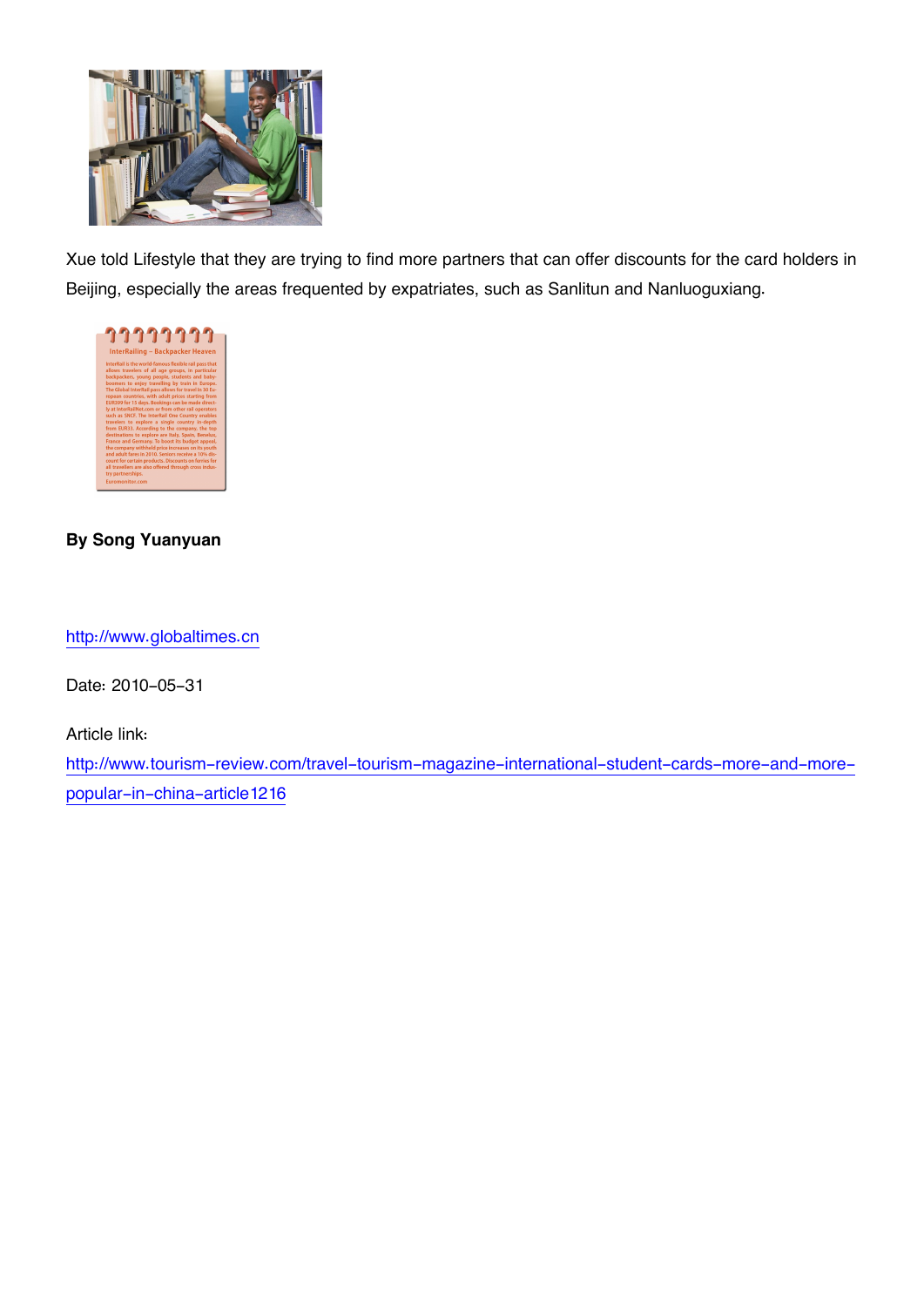Xue told Lifestyle that they are trying to find more partners that can offer discounts for the card holders in Beijing, especially the areas frequented by expatriates, such as Sanlitun and Nanluoguxiang.

**InterRailing – Backpacker Heaven**

InterRail is the world-famous flexible rail pass that allows travelers of all age groups, in particular backpackers, young people, students and baby-boomers to enjoy travelling by train in Europe. The Global InterRail pass allows for travel in 30 European countries, with adult prices starting from EUR309 for 15 days. Bookings can be made directly at InterRailNet.com or from other rail operators such as SNCF. The InterRail One Country enables travelers to explore a single country in-depth from EUR33. According to the company, the top destinations to explore are Italy, Spain, Benelux, France and Germany. To boost its budget appeal, the company withheld price increases on its youth and adult fares in 2010. Seniors receive a 10% discount for certain products. Discounts on ferries for all travellers are also offered through cross industry partnerships.

Euromonitor.com

**By Song Yuanyuan**

http://www.globaltimes.cn

Date: 2010-05-31

Article link:

http://www.tourism-review.com/travel-tourism-magazine-international-student-cards-more-and-more-popular-in-china-article1216